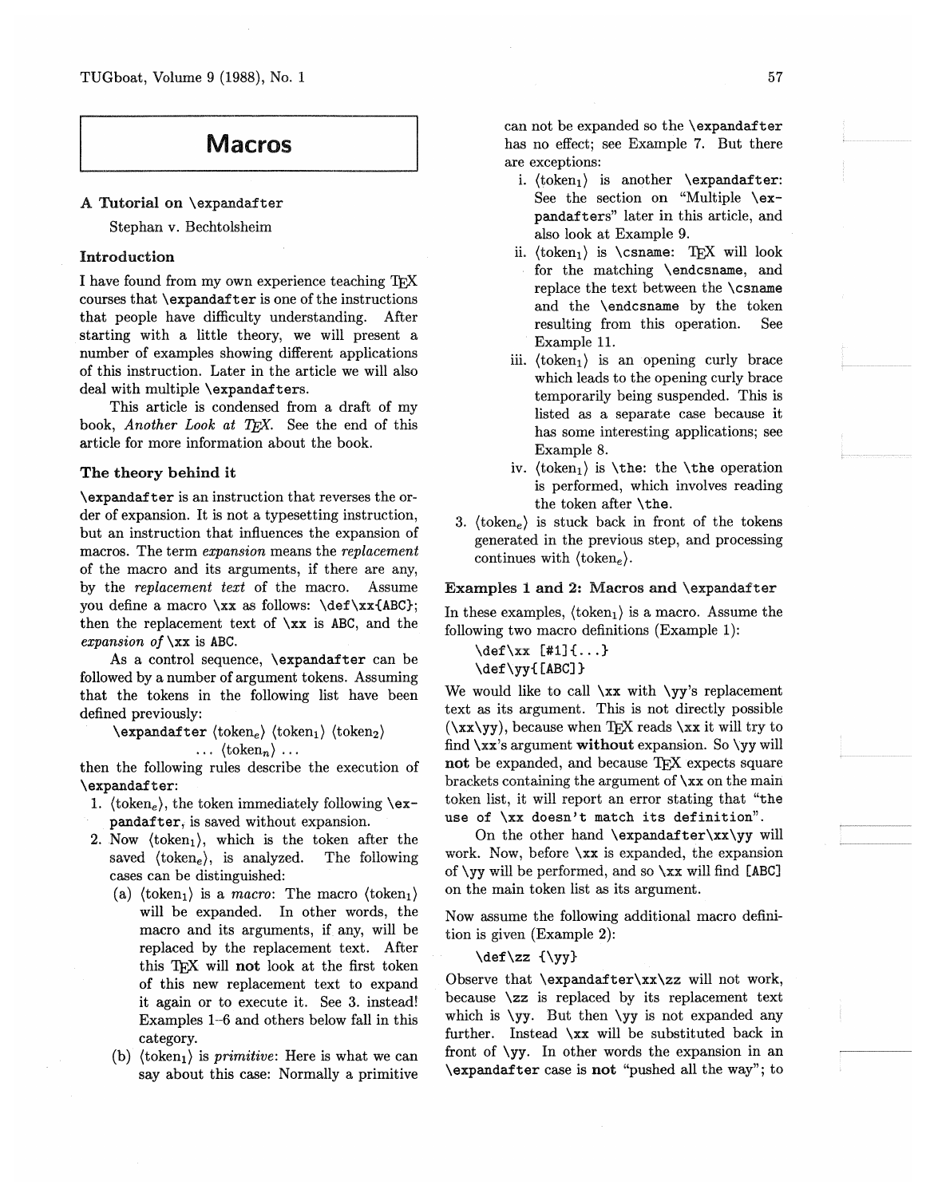# Macros

## A Tutorial on \expandafter

Stephan v. Bechtolsheim

### Introduction

I have found from my own experience teaching TeX courses that \expandafter is one of the instructions that people have difficulty understanding. After starting with a little theory, we will present a number of examples showing different applications of this instruction. Later in the article we will also deal with multiple \expandafters.

This article is condensed from a draft of my book, *Another Look at TeX*. See the end of this article for more information about the book.

### The theory behind it

\expandafter is an instruction that reverses the order of expansion. It is not a typesetting instruction, but an instruction that influences the expansion of macros. The term *expansion* means the *replacement* of the macro and its arguments, if there are any, by the *replacement text* of the macro. Assume you define a macro \xx as follows: \def\xx{ABC}; then the replacement text of \xx is ABC, and the *expansion of* \xx is ABC.

As a control sequence, \expandafter can be followed by a number of argument tokens. Assuming that the tokens in the following list have been defined previously:

\expandafter ⟨token$_e$⟩ ⟨token$_1$⟩ ⟨token$_2$⟩ ... ⟨token$_n$⟩ ...

then the following rules describe the execution of \expandafter:

1. ⟨token$_e$⟩, the token immediately following \expandafter, is saved without expansion.
2. Now ⟨token$_1$⟩, which is the token after the saved ⟨token$_e$⟩, is analyzed. The following cases can be distinguished:
   (a) ⟨token$_1$⟩ is a *macro*: The macro ⟨token$_1$⟩ will be expanded. In other words, the macro and its arguments, if any, will be replaced by the replacement text. After this TeX will **not** look at the first token of this new replacement text to expand it again or to execute it. See 3. instead! Examples 1–6 and others below fall in this category.
   (b) ⟨token$_1$⟩ is *primitive*: Here is what we can say about this case: Normally a primitive can not be expanded so the \expandafter has no effect; see Example 7. But there are exceptions:
      i. ⟨token$_1$⟩ is another \expandafter: See the section on "Multiple \expandafters" later in this article, and also look at Example 9.
      ii. ⟨token$_1$⟩ is \csname: TeX will look for the matching \endcsname, and replace the text between the \csname and the \endcsname by the token resulting from this operation. See Example 11.
      iii. ⟨token$_1$⟩ is an opening curly brace which leads to the opening curly brace temporarily being suspended. This is listed as a separate case because it has some interesting applications; see Example 8.
      iv. ⟨token$_1$⟩ is \the: the \the operation is performed, which involves reading the token after \the.
3. ⟨token$_e$⟩ is stuck back in front of the tokens generated in the previous step, and processing continues with ⟨token$_e$⟩.

### Examples 1 and 2: Macros and \expandafter

In these examples, ⟨token$_1$⟩ is a macro. Assume the following two macro definitions (Example 1):

```
\def\xx [#1]{...}
\def\yy{[ABC]}
```

We would like to call \xx with \yy's replacement text as its argument. This is not directly possible (\xx\yy), because when TeX reads \xx it will try to find \xx's argument **without** expansion. So \yy will **not** be expanded, and because TeX expects square brackets containing the argument of \xx on the main token list, it will report an error stating that "the use of \xx doesn't match its definition".

On the other hand \expandafter\xx\yy will work. Now, before \xx is expanded, the expansion of \yy will be performed, and so \xx will find [ABC] on the main token list as its argument.

Now assume the following additional macro definition is given (Example 2):

```
\def\zz {\yy}
```

Observe that \expandafter\xx\zz will not work, because \zz is replaced by its replacement text which is \yy. But then \yy is not expanded any further. Instead \xx will be substituted back in front of \yy. In other words the expansion in an \expandafter case is **not** "pushed all the way"; to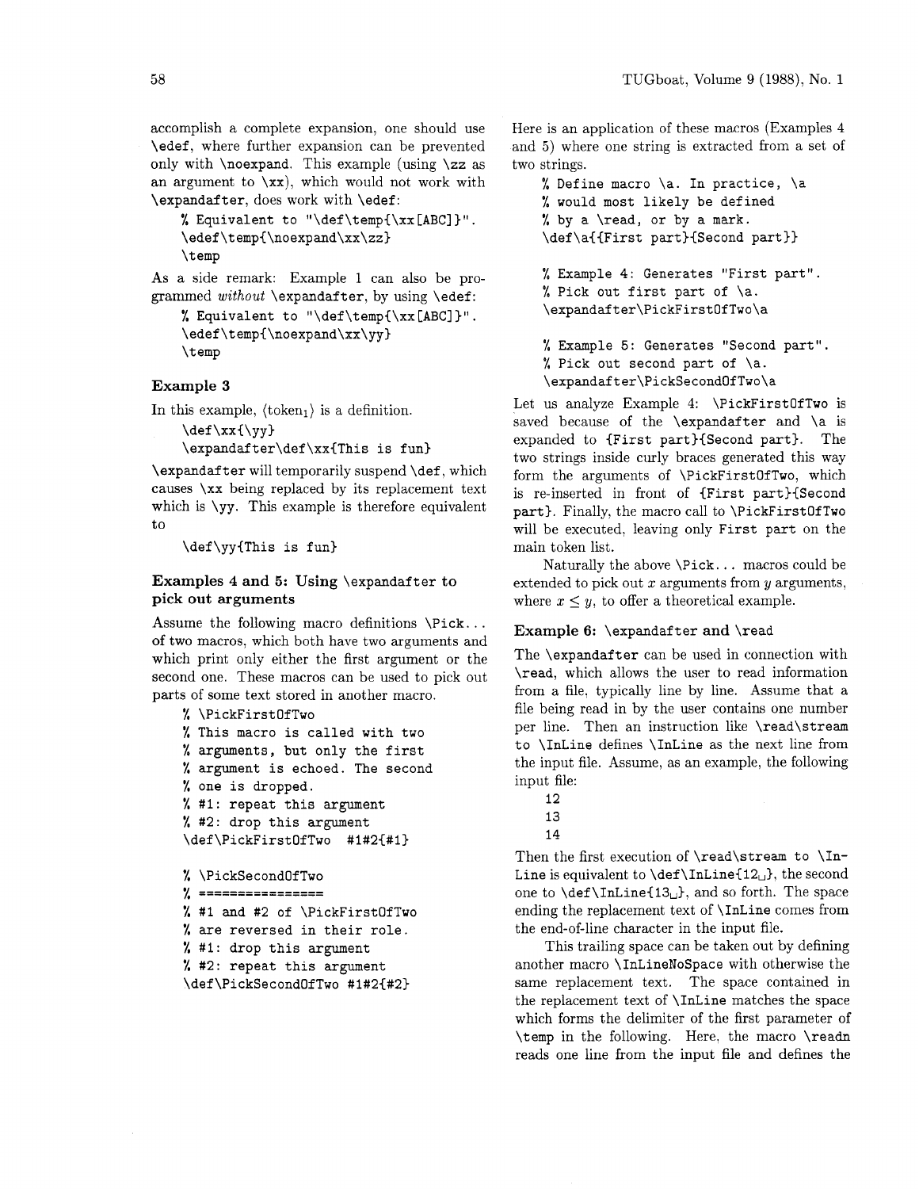accomplish a complete expansion, one should use `\edef`, where further expansion can be prevented only with `\noexpand`. This example (using `\zz` as an argument to `\xx`), which would not work with `\expandafter`, does work with `\edef`:

```
% Equivalent to "\def\temp{\xx[ABC]}".
\edef\temp{\noexpand\xx\zz}
\temp
```

As a side remark: Example 1 can also be programmed *without* `\expandafter`, by using `\edef`:

```
% Equivalent to "\def\temp{\xx[ABC]}".
\edef\temp{\noexpand\xx\yy}
\temp
```

### Example 3

In this example, ⟨token₁⟩ is a definition.

```
\def\xx{\yy}
\expandafter\def\xx{This is fun}
```

`\expandafter` will temporarily suspend `\def`, which causes `\xx` being replaced by its replacement text which is `\yy`. This example is therefore equivalent to

```
\def\yy{This is fun}
```

### Examples 4 and 5: Using `\expandafter` to pick out arguments

Assume the following macro definitions `\Pick...` of two macros, which both have two arguments and which print only either the first argument or the second one. These macros can be used to pick out parts of some text stored in another macro.

```
% \PickFirstOfTwo
% This macro is called with two
% arguments, but only the first
% argument is echoed. The second
% one is dropped.
% #1: repeat this argument
% #2: drop this argument
\def\PickFirstOfTwo  #1#2{#1}

% \PickSecondOfTwo
% ================
% #1 and #2 of \PickFirstOfTwo
% are reversed in their role.
% #1: drop this argument
% #2: repeat this argument
\def\PickSecondOfTwo #1#2{#2}
```

Here is an application of these macros (Examples 4 and 5) where one string is extracted from a set of two strings.

```
% Define macro \a. In practice, \a
% would most likely be defined
% by a \read, or by a mark.
\def\a{{First part}{Second part}}

% Example 4: Generates "First part".
% Pick out first part of \a.
\expandafter\PickFirstOfTwo\a

% Example 5: Generates "Second part".
% Pick out second part of \a.
\expandafter\PickSecondOfTwo\a
```

Let us analyze Example 4: `\PickFirstOfTwo` is saved because of the `\expandafter` and `\a` is expanded to `{First part}{Second part}`. The two strings inside curly braces generated this way form the arguments of `\PickFirstOfTwo`, which is re-inserted in front of `{First part}{Second part}`. Finally, the macro call to `\PickFirstOfTwo` will be executed, leaving only `First part` on the main token list.

Naturally the above `\Pick...` macros could be extended to pick out $x$ arguments from $y$ arguments, where $x \leq y$, to offer a theoretical example.

### Example 6: `\expandafter` and `\read`

The `\expandafter` can be used in connection with `\read`, which allows the user to read information from a file, typically line by line. Assume that a file being read in by the user contains one number per line. Then an instruction like `\read\stream to \InLine` defines `\InLine` as the next line from the input file. Assume, as an example, the following input file:

```
12
13
14
```

Then the first execution of `\read\stream to \InLine` is equivalent to `\def\InLine{12␣}`, the second one to `\def\InLine{13␣}`, and so forth. The space ending the replacement text of `\InLine` comes from the end-of-line character in the input file.

This trailing space can be taken out by defining another macro `\InLineNoSpace` with otherwise the same replacement text. The space contained in the replacement text of `\InLine` matches the space which forms the delimiter of the first parameter of `\temp` in the following. Here, the macro `\readn` reads one line from the input file and defines the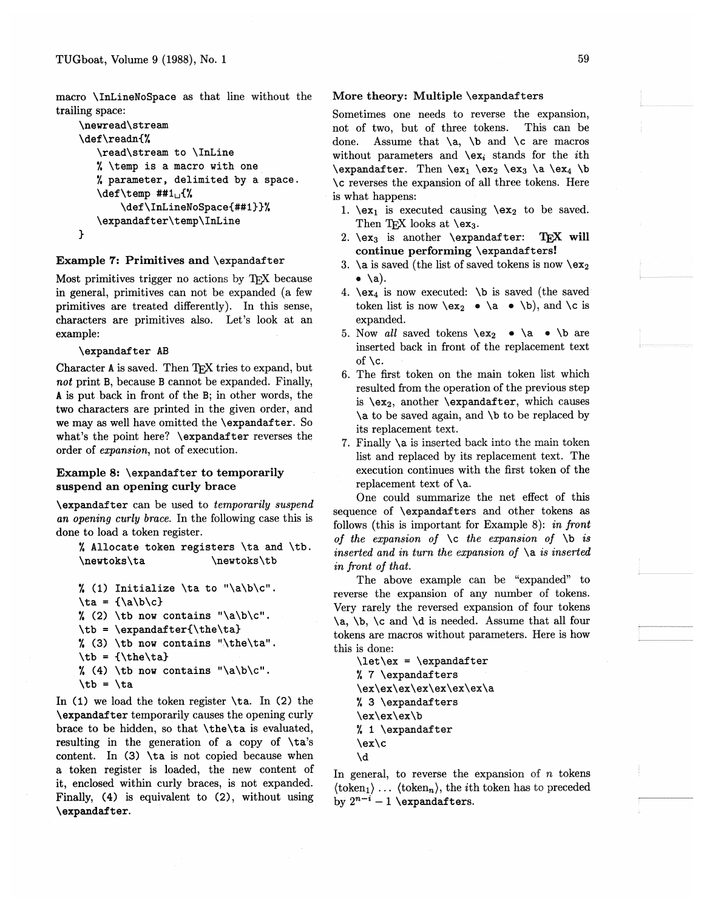macro `\InLineNoSpace` as that line without the trailing space:

```
\newread\stream
\def\readn{%
   \read\stream to \InLine
   % \temp is a macro with one
   % parameter, delimited by a space.
   \def\temp ##1␣{%
      \def\InLineNoSpace{##1}}%
   \expandafter\temp\InLine
}
```

### Example 7: Primitives and `\expandafter`

Most primitives trigger no actions by TeX because in general, primitives can not be expanded (a few primitives are treated differently). In this sense, characters are primitives also. Let's look at an example:

```
\expandafter AB
```

Character `A` is saved. Then TeX tries to expand, but *not* print `B`, because `B` cannot be expanded. Finally, `A` is put back in front of the `B`; in other words, the two characters are printed in the given order, and we may as well have omitted the `\expandafter`. So what's the point here? `\expandafter` reverses the order of *expansion*, not of execution.

### Example 8: `\expandafter` to temporarily suspend an opening curly brace

`\expandafter` can be used to *temporarily suspend an opening curly brace*. In the following case this is done to load a token register.

```
% Allocate token registers \ta and \tb.
\newtoks\ta          \newtoks\tb

% (1) Initialize \ta to "\a\b\c".
\ta = {\a\b\c}
% (2) \tb now contains "\a\b\c".
\tb = \expandafter{\the\ta}
% (3) \tb now contains "\the\ta".
\tb = {\the\ta}
% (4) \tb now contains "\a\b\c".
\tb = \ta
```

In (1) we load the token register `\ta`. In (2) the `\expandafter` temporarily causes the opening curly brace to be hidden, so that `\the\ta` is evaluated, resulting in the generation of a copy of `\ta`'s content. In (3) `\ta` is not copied because when a token register is loaded, the new content of it, enclosed within curly braces, is not expanded. Finally, (4) is equivalent to (2), without using `\expandafter`.

### More theory: Multiple `\expandafter`s

Sometimes one needs to reverse the expansion, not of two, but of three tokens. This can be done. Assume that `\a`, `\b` and `\c` are macros without parameters and `\ex`$_i$ stands for the $i$th `\expandafter`. Then `\ex`$_1$ `\ex`$_2$ `\ex`$_3$ `\a` `\ex`$_4$ `\b` `\c` reverses the expansion of all three tokens. Here is what happens:

1. `\ex`$_1$ is executed causing `\ex`$_2$ to be saved. Then TeX looks at `\ex`$_3$.
2. `\ex`$_3$ is another `\expandafter`: **TeX will continue performing `\expandafter`s!**
3. `\a` is saved (the list of saved tokens is now `\ex`$_2$ • `\a`).
4. `\ex`$_4$ is now executed: `\b` is saved (the saved token list is now `\ex`$_2$ • `\a` • `\b`), and `\c` is expanded.
5. Now *all* saved tokens `\ex`$_2$ • `\a` • `\b` are inserted back in front of the replacement text of `\c`.
6. The first token on the main token list which resulted from the operation of the previous step is `\ex`$_2$, another `\expandafter`, which causes `\a` to be saved again, and `\b` to be replaced by its replacement text.
7. Finally `\a` is inserted back into the main token list and replaced by its replacement text. The execution continues with the first token of the replacement text of `\a`.

One could summarize the net effect of this sequence of `\expandafter`s and other tokens as follows (this is important for Example 8): *in front of the expansion of* `\c` *the expansion of* `\b` *is inserted and in turn the expansion of* `\a` *is inserted in front of that.*

The above example can be "expanded" to reverse the expansion of any number of tokens. Very rarely the reversed expansion of four tokens `\a`, `\b`, `\c` and `\d` is needed. Assume that all four tokens are macros without parameters. Here is how this is done:

```
\let\ex = \expandafter
% 7 \expandafters
\ex\ex\ex\ex\ex\ex\ex\a
% 3 \expandafters
\ex\ex\ex\b
% 1 \expandafter
\ex\c
\d
```

In general, to reverse the expansion of $n$ tokens $\langle\text{token}_1\rangle \ldots \langle\text{token}_n\rangle$, the $i$th token has to preceded by $2^{n-i} - 1$ `\expandafter`s.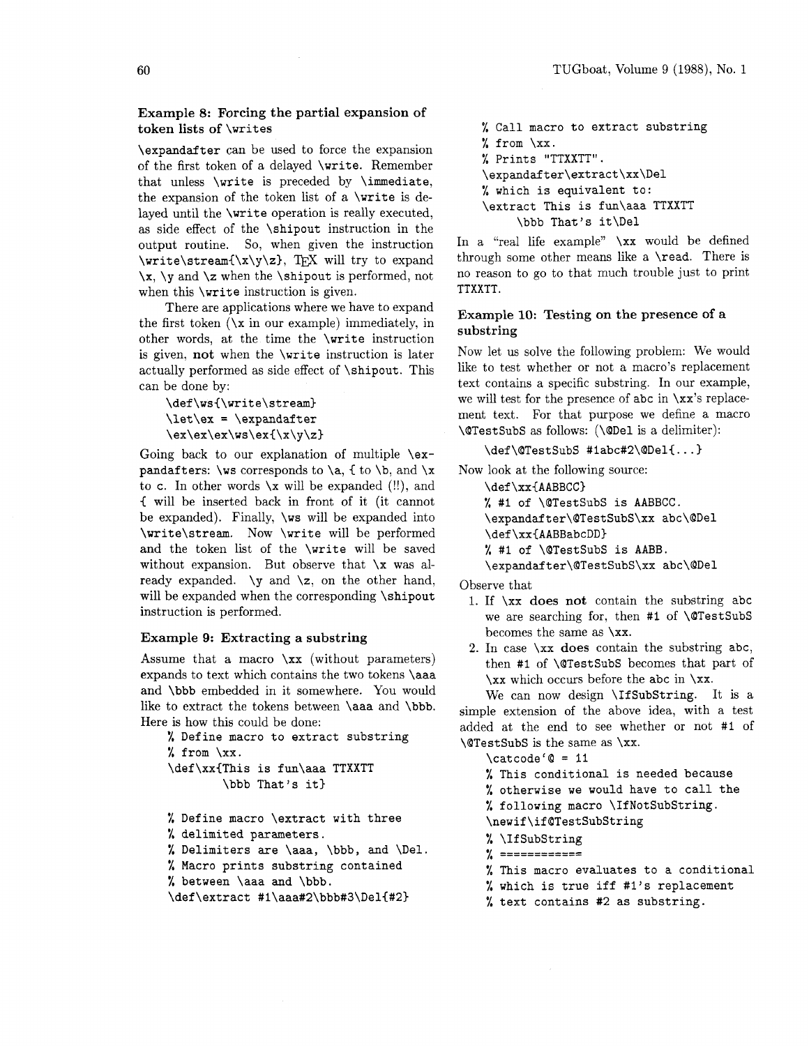### Example 8: Forcing the partial expansion of token lists of `\writes`

`\expandafter` can be used to force the expansion of the first token of a delayed `\write`. Remember that unless `\write` is preceded by `\immediate`, the expansion of the token list of a `\write` is delayed until the `\write` operation is really executed, as side effect of the `\shipout` instruction in the output routine. So, when given the instruction `\write\stream{\x\y\z}`, TeX will try to expand `\x`, `\y` and `\z` when the `\shipout` is performed, not when this `\write` instruction is given.

There are applications where we have to expand the first token (`\x` in our example) immediately, in other words, at the time the `\write` instruction is given, **not** when the `\write` instruction is later actually performed as side effect of `\shipout`. This can be done by:

```
\def\ws{\write\stream}
\let\ex = \expandafter
\ex\ex\ex\ws\ex{\x\y\z}
```

Going back to our explanation of multiple `\expandafters`: `\ws` corresponds to `\a`, `{` to `\b`, and `\x` to `c`. In other words `\x` will be expanded (!!), and `{` will be inserted back in front of it (it cannot be expanded). Finally, `\ws` will be expanded into `\write\stream`. Now `\write` will be performed and the token list of the `\write` will be saved without expansion. But observe that `\x` was already expanded. `\y` and `\z`, on the other hand, will be expanded when the corresponding `\shipout` instruction is performed.

### Example 9: Extracting a substring

Assume that a macro `\xx` (without parameters) expands to text which contains the two tokens `\aaa` and `\bbb` embedded in it somewhere. You would like to extract the tokens between `\aaa` and `\bbb`. Here is how this could be done:

```
% Define macro to extract substring
% from \xx.
\def\xx{This is fun\aaa TTXXTT
        \bbb That's it}

% Define macro \extract with three
% delimited parameters.
% Delimiters are \aaa, \bbb, and \Del.
% Macro prints substring contained
% between \aaa and \bbb.
\def\extract #1\aaa#2\bbb#3\Del{#2}

% Call macro to extract substring
% from \xx.
% Prints "TTXXTT".
\expandafter\extract\xx\Del
% which is equivalent to:
\extract This is fun\aaa TTXXTT
     \bbb That's it\Del
```

In a "real life example" `\xx` would be defined through some other means like a `\read`. There is no reason to go to that much trouble just to print `TTXXTT`.

### Example 10: Testing on the presence of a substring

Now let us solve the following problem: We would like to test whether or not a macro's replacement text contains a specific substring. In our example, we will test for the presence of `abc` in `\xx`'s replacement text. For that purpose we define a macro `\@TestSubS` as follows: (`\@Del` is a delimiter):

```
\def\@TestSubS #1abc#2\@Del{...}
```

Now look at the following source:

```
\def\xx{AABBCC}
% #1 of \@TestSubS is AABBCC.
\expandafter\@TestSubS\xx abc\@Del
\def\xx{AABBabcDD}
% #1 of \@TestSubS is AABB.
\expandafter\@TestSubS\xx abc\@Del
```

Observe that

1. If `\xx` **does not** contain the substring `abc` we are searching for, then `#1` of `\@TestSubS` becomes the same as `\xx`.
2. In case `\xx` **does** contain the substring `abc`, then `#1` of `\@TestSubS` becomes that part of `\xx` which occurs before the `abc` in `\xx`.

We can now design `\IfSubString`. It is a simple extension of the above idea, with a test added at the end to see whether or not `#1` of `\@TestSubS` is the same as `\xx`.

```
\catcode'@ = 11
% This conditional is needed because
% otherwise we would have to call the
% following macro \IfNotSubString.
\newif\if@TestSubString
% \IfSubString
% ============
% This macro evaluates to a conditional
% which is true iff #1's replacement
% text contains #2 as substring.
```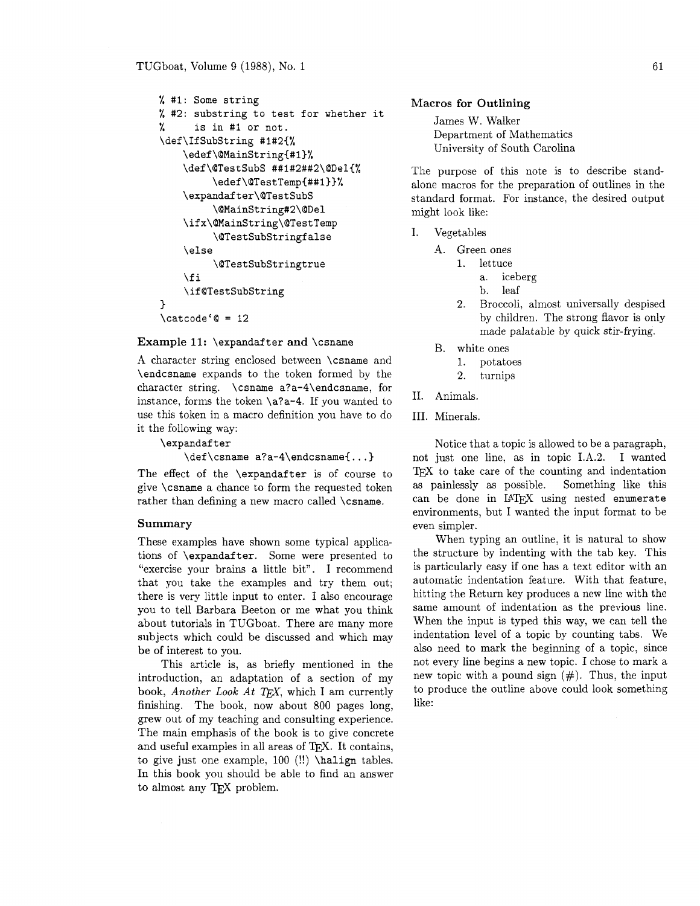```
% #1: Some string
% #2: substring to test for whether it
%     is in #1 or not.
\def\IfSubString #1#2{%
    \edef\@MainString{#1}%
    \def\@TestSubS ##1#2##2\@Del{%
        \edef\@TestTemp{##1}}%
    \expandafter\@TestSubS
        \@MainString#2\@Del
    \ifx\@MainString\@TestTemp
        \@TestSubStringfalse
    \else
        \@TestSubStringtrue
    \fi
    \if@TestSubString
}
\catcode`\@ = 12
```

### Example 11: \expandafter and \csname

A character string enclosed between `\csname` and `\endcsname` expands to the token formed by the character string. `\csname a?a-4\endcsname`, for instance, forms the token `\a?a-4`. If you wanted to use this token in a macro definition you have to do it the following way:

```
\expandafter
    \def\csname a?a-4\endcsname{...}
```

The effect of the `\expandafter` is of course to give `\csname` a chance to form the requested token rather than defining a new macro called `\csname`.

### Summary

These examples have shown some typical applications of `\expandafter`. Some were presented to "exercise your brains a little bit". I recommend that you take the examples and try them out; there is very little input to enter. I also encourage you to tell Barbara Beeton or me what you think about tutorials in TUGboat. There are many more subjects which could be discussed and which may be of interest to you.

This article is, as briefly mentioned in the introduction, an adaptation of a section of my book, *Another Look At TEX*, which I am currently finishing. The book, now about 800 pages long, grew out of my teaching and consulting experience. The main emphasis of the book is to give concrete and useful examples in all areas of TEX. It contains, to give just one example, 100 (!!) `\halign` tables. In this book you should be able to find an answer to almost any TEX problem.

## Macros for Outlining

James W. Walker
Department of Mathematics
University of South Carolina

The purpose of this note is to describe stand-alone macros for the preparation of outlines in the standard format. For instance, the desired output might look like:

I. Vegetables
  A. Green ones
    1. lettuce
      a. iceberg
      b. leaf
    2. Broccoli, almost universally despised by children. The strong flavor is only made palatable by quick stir-frying.
  B. white ones
    1. potatoes
    2. turnips

II. Animals.

III. Minerals.

Notice that a topic is allowed to be a paragraph, not just one line, as in topic I.A.2. I wanted TEX to take care of the counting and indentation as painlessly as possible. Something like this can be done in LATEX using nested `enumerate` environments, but I wanted the input format to be even simpler.

When typing an outline, it is natural to show the structure by indenting with the tab key. This is particularly easy if one has a text editor with an automatic indentation feature. With that feature, hitting the Return key produces a new line with the same amount of indentation as the previous line. When the input is typed this way, we can tell the indentation level of a topic by counting tabs. We also need to mark the beginning of a topic, since not every line begins a new topic. I chose to mark a new topic with a pound sign (#). Thus, the input to produce the outline above could look something like: